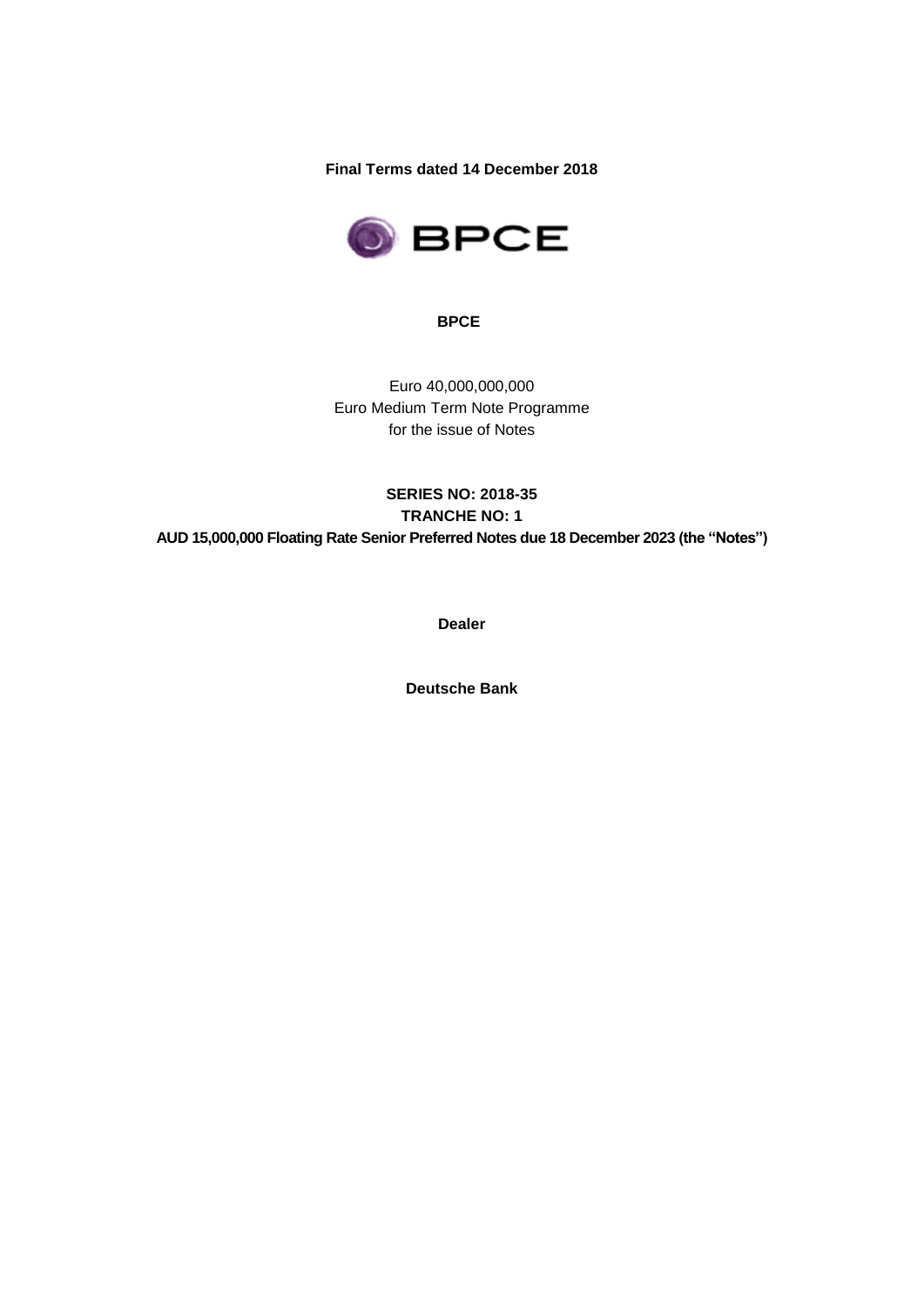**Final Terms dated 14 December 2018**

BPCE

**BPCE**

Euro 40,000,000,000
Euro Medium Term Note Programme
for the issue of Notes

**SERIES NO: 2018-35**
**TRANCHE NO: 1**
**AUD 15,000,000 Floating Rate Senior Preferred Notes due 18 December 2023 (the "Notes")**

**Dealer**

**Deutsche Bank**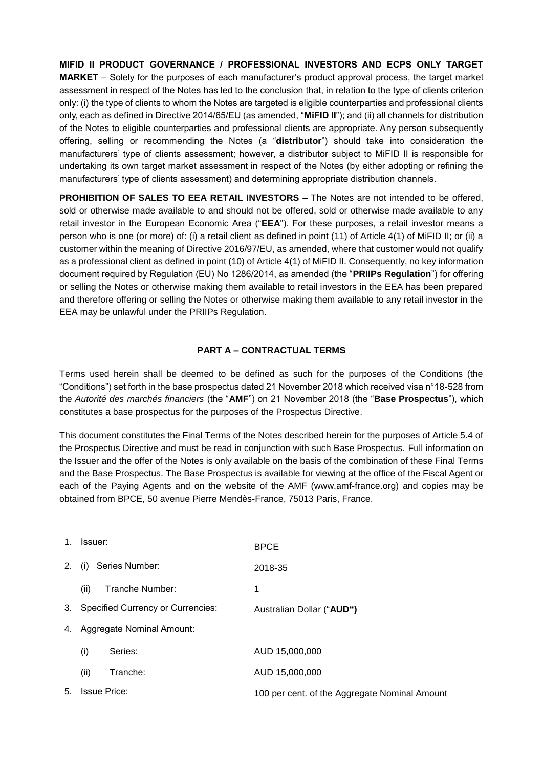**MIFID II PRODUCT GOVERNANCE / PROFESSIONAL INVESTORS AND ECPS ONLY TARGET MARKET** – Solely for the purposes of each manufacturer's product approval process, the target market assessment in respect of the Notes has led to the conclusion that, in relation to the type of clients criterion only: (i) the type of clients to whom the Notes are targeted is eligible counterparties and professional clients only, each as defined in Directive 2014/65/EU (as amended, "**MiFID II**"); and (ii) all channels for distribution of the Notes to eligible counterparties and professional clients are appropriate. Any person subsequently offering, selling or recommending the Notes (a "**distributor**") should take into consideration the manufacturers' type of clients assessment; however, a distributor subject to MiFID II is responsible for undertaking its own target market assessment in respect of the Notes (by either adopting or refining the manufacturers' type of clients assessment) and determining appropriate distribution channels.

**PROHIBITION OF SALES TO EEA RETAIL INVESTORS** – The Notes are not intended to be offered, sold or otherwise made available to and should not be offered, sold or otherwise made available to any retail investor in the European Economic Area ("**EEA**"). For these purposes, a retail investor means a person who is one (or more) of: (i) a retail client as defined in point (11) of Article 4(1) of MiFID II; or (ii) a customer within the meaning of Directive 2016/97/EU, as amended, where that customer would not qualify as a professional client as defined in point (10) of Article 4(1) of MiFID II. Consequently, no key information document required by Regulation (EU) No 1286/2014, as amended (the "**PRIIPs Regulation**") for offering or selling the Notes or otherwise making them available to retail investors in the EEA has been prepared and therefore offering or selling the Notes or otherwise making them available to any retail investor in the EEA may be unlawful under the PRIIPs Regulation.

## PART A – CONTRACTUAL TERMS

Terms used herein shall be deemed to be defined as such for the purposes of the Conditions (the "Conditions") set forth in the base prospectus dated 21 November 2018 which received visa n°18-528 from the *Autorité des marchés financiers* (the "**AMF**") on 21 November 2018 (the "**Base Prospectus**"), which constitutes a base prospectus for the purposes of the Prospectus Directive.

This document constitutes the Final Terms of the Notes described herein for the purposes of Article 5.4 of the Prospectus Directive and must be read in conjunction with such Base Prospectus. Full information on the Issuer and the offer of the Notes is only available on the basis of the combination of these Final Terms and the Base Prospectus. The Base Prospectus is available for viewing at the office of the Fiscal Agent or each of the Paying Agents and on the website of the AMF (www.amf-france.org) and copies may be obtained from BPCE, 50 avenue Pierre Mendès-France, 75013 Paris, France.

| | | |
|---|---|---|
| 1. | Issuer: | BPCE |
| 2. | (i) Series Number: | 2018-35 |
| | (ii) Tranche Number: | 1 |
| 3. | Specified Currency or Currencies: | Australian Dollar ("**AUD**") |
| 4. | Aggregate Nominal Amount: | |
| | (i) Series: | AUD 15,000,000 |
| | (ii) Tranche: | AUD 15,000,000 |
| 5. | Issue Price: | 100 per cent. of the Aggregate Nominal Amount |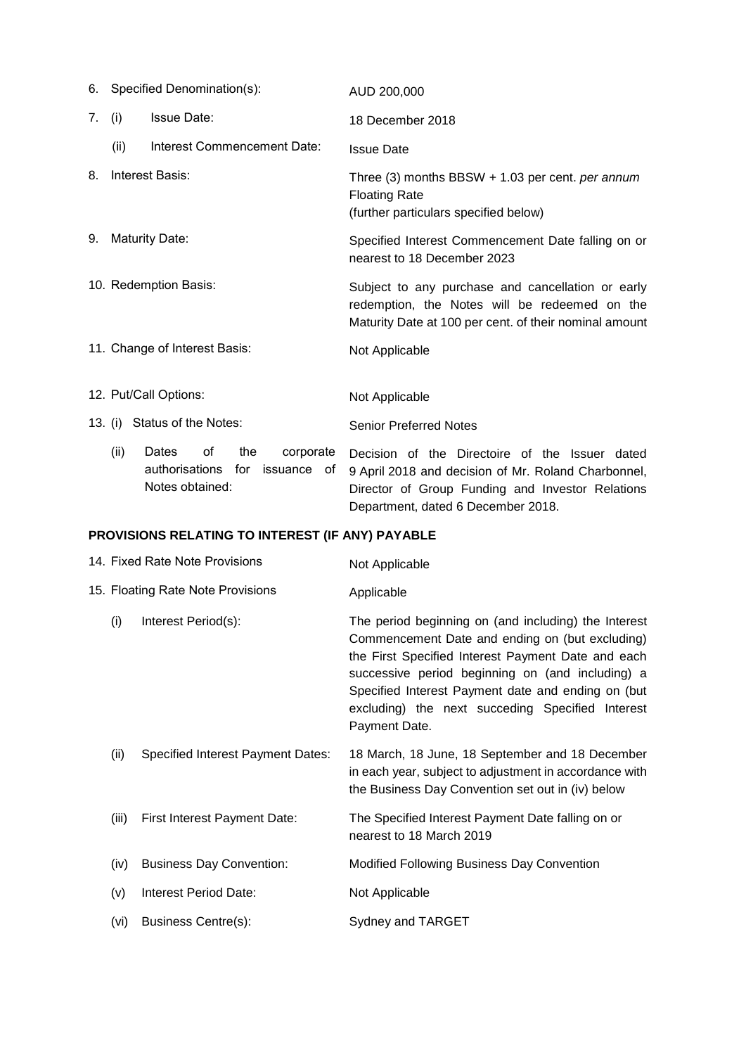| | | |
|---|---|---|
| 6. | Specified Denomination(s): | AUD 200,000 |
| 7. | (i) Issue Date: | 18 December 2018 |
| | (ii) Interest Commencement Date: | Issue Date |
| 8. | Interest Basis: | Three (3) months BBSW + 1.03 per cent. *per annum* Floating Rate (further particulars specified below) |
| 9. | Maturity Date: | Specified Interest Commencement Date falling on or nearest to 18 December 2023 |
| 10. | Redemption Basis: | Subject to any purchase and cancellation or early redemption, the Notes will be redeemed on the Maturity Date at 100 per cent. of their nominal amount |
| 11. | Change of Interest Basis: | Not Applicable |
| 12. | Put/Call Options: | Not Applicable |
| 13. | (i) Status of the Notes: | Senior Preferred Notes |
| | (ii) Dates of the corporate authorisations for issuance of Notes obtained: | Decision of the Directoire of the Issuer dated 9 April 2018 and decision of Mr. Roland Charbonnel, Director of Group Funding and Investor Relations Department, dated 6 December 2018. |

**PROVISIONS RELATING TO INTEREST (IF ANY) PAYABLE**

| | | |
|---|---|---|
| 14. | Fixed Rate Note Provisions | Not Applicable |
| 15. | Floating Rate Note Provisions | Applicable |
| | (i) Interest Period(s): | The period beginning on (and including) the Interest Commencement Date and ending on (but excluding) the First Specified Interest Payment Date and each successive period beginning on (and including) a Specified Interest Payment date and ending on (but excluding) the next succeding Specified Interest Payment Date. |
| | (ii) Specified Interest Payment Dates: | 18 March, 18 June, 18 September and 18 December in each year, subject to adjustment in accordance with the Business Day Convention set out in (iv) below |
| | (iii) First Interest Payment Date: | The Specified Interest Payment Date falling on or nearest to 18 March 2019 |
| | (iv) Business Day Convention: | Modified Following Business Day Convention |
| | (v) Interest Period Date: | Not Applicable |
| | (vi) Business Centre(s): | Sydney and TARGET |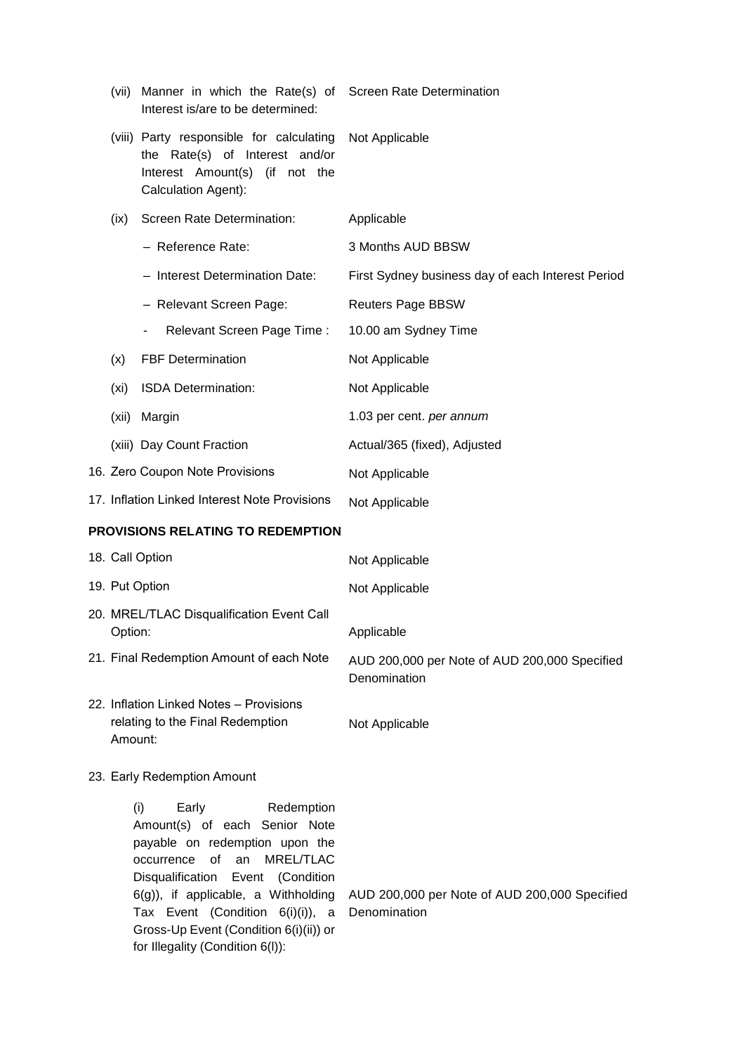| | |
|---|---|
| (vii) Manner in which the Rate(s) of Interest is/are to be determined: | Screen Rate Determination |
| (viii) Party responsible for calculating the Rate(s) of Interest and/or Interest Amount(s) (if not the Calculation Agent): | Not Applicable |
| (ix) Screen Rate Determination: | Applicable |
| – Reference Rate: | 3 Months AUD BBSW |
| – Interest Determination Date: | First Sydney business day of each Interest Period |
| – Relevant Screen Page: | Reuters Page BBSW |
| - Relevant Screen Page Time : | 10.00 am Sydney Time |
| (x) FBF Determination | Not Applicable |
| (xi) ISDA Determination: | Not Applicable |
| (xii) Margin | 1.03 per cent. *per annum* |
| (xiii) Day Count Fraction | Actual/365 (fixed), Adjusted |
| 16. Zero Coupon Note Provisions | Not Applicable |
| 17. Inflation Linked Interest Note Provisions | Not Applicable |

**PROVISIONS RELATING TO REDEMPTION**

| | |
|---|---|
| 18. Call Option | Not Applicable |
| 19. Put Option | Not Applicable |
| 20. MREL/TLAC Disqualification Event Call Option: | Applicable |
| 21. Final Redemption Amount of each Note | AUD 200,000 per Note of AUD 200,000 Specified Denomination |
| 22. Inflation Linked Notes – Provisions relating to the Final Redemption Amount: | Not Applicable |
| 23. Early Redemption Amount | |
| (i) Early Redemption Amount(s) of each Senior Note payable on redemption upon the occurrence of an MREL/TLAC Disqualification Event (Condition 6(g)), if applicable, a Withholding Tax Event (Condition 6(i)(i)), a Gross-Up Event (Condition 6(i)(ii)) or for Illegality (Condition 6(l)): | AUD 200,000 per Note of AUD 200,000 Specified Denomination |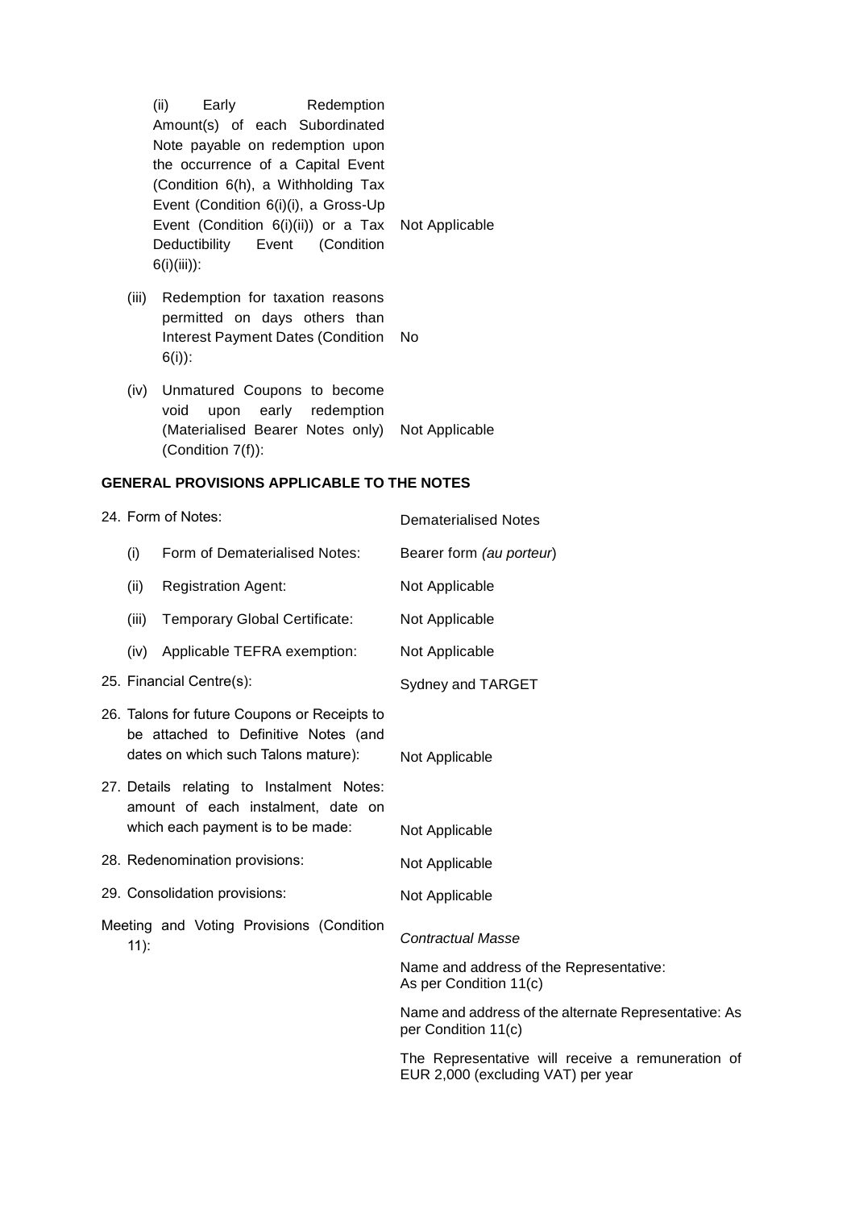| | |
|---|---|
| (ii) Early Redemption Amount(s) of each Subordinated Note payable on redemption upon the occurrence of a Capital Event (Condition 6(h), a Withholding Tax Event (Condition 6(i)(i), a Gross-Up Event (Condition 6(i)(ii)) or a Tax Deductibility Event (Condition 6(i)(iii)): | Not Applicable |
| (iii) Redemption for taxation reasons permitted on days others than Interest Payment Dates (Condition 6(i)): | No |
| (iv) Unmatured Coupons to become void upon early redemption (Materialised Bearer Notes only) (Condition 7(f)): | Not Applicable |

**GENERAL PROVISIONS APPLICABLE TO THE NOTES**

| | |
|---|---|
| 24. Form of Notes: | Dematerialised Notes |
| (i) Form of Dematerialised Notes: | Bearer form *(au porteur*) |
| (ii) Registration Agent: | Not Applicable |
| (iii) Temporary Global Certificate: | Not Applicable |
| (iv) Applicable TEFRA exemption: | Not Applicable |
| 25. Financial Centre(s): | Sydney and TARGET |
| 26. Talons for future Coupons or Receipts to be attached to Definitive Notes (and dates on which such Talons mature): | Not Applicable |
| 27. Details relating to Instalment Notes: amount of each instalment, date on which each payment is to be made: | Not Applicable |
| 28. Redenomination provisions: | Not Applicable |
| 29. Consolidation provisions: | Not Applicable |
| Meeting and Voting Provisions (Condition 11): | *Contractual Masse*<br><br>Name and address of the Representative: As per Condition 11(c)<br><br>Name and address of the alternate Representative: As per Condition 11(c)<br><br>The Representative will receive a remuneration of EUR 2,000 (excluding VAT) per year |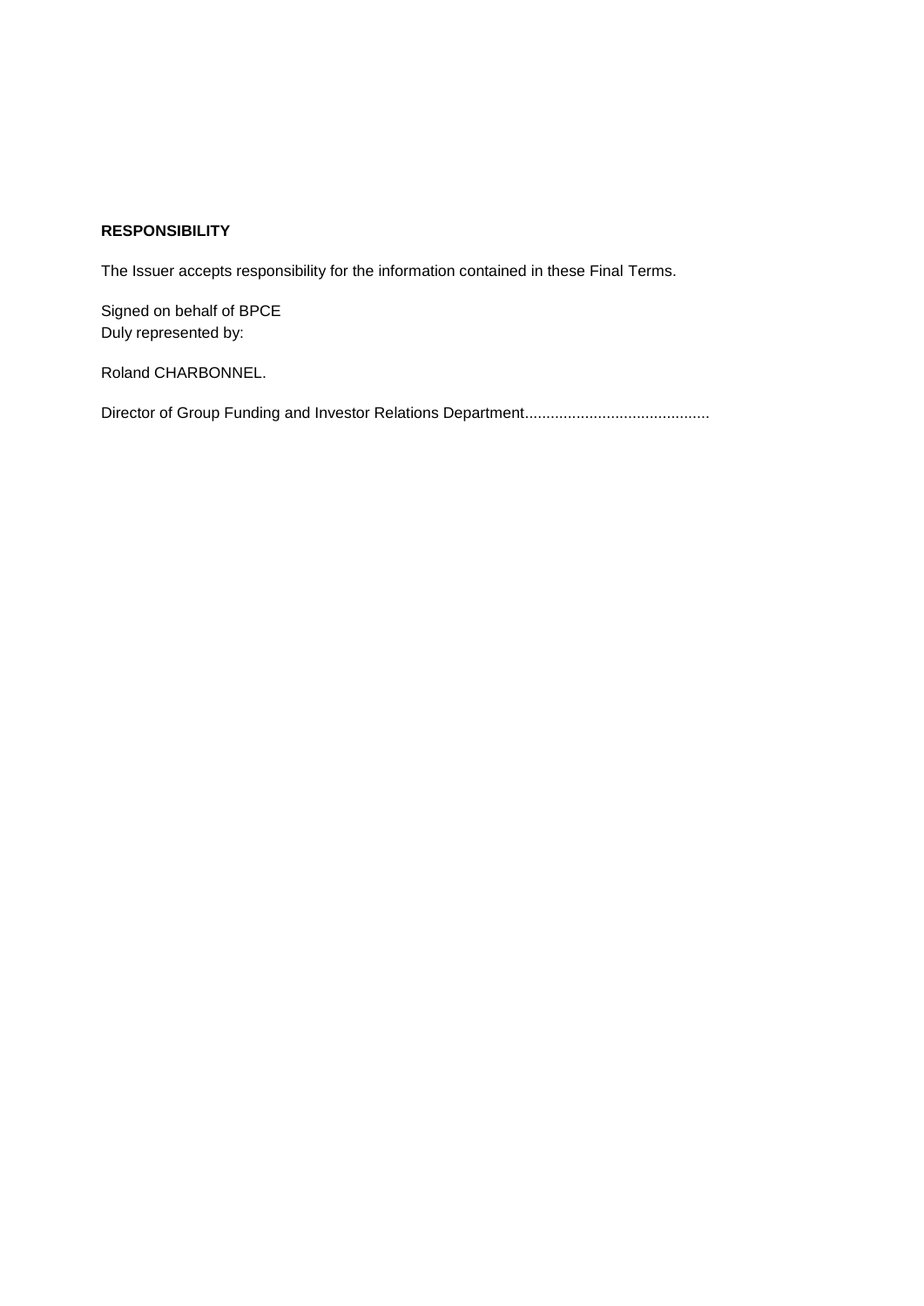**RESPONSIBILITY**

The Issuer accepts responsibility for the information contained in these Final Terms.

Signed on behalf of BPCE
Duly represented by:

Roland CHARBONNEL.

Director of Group Funding and Investor Relations Department...........................................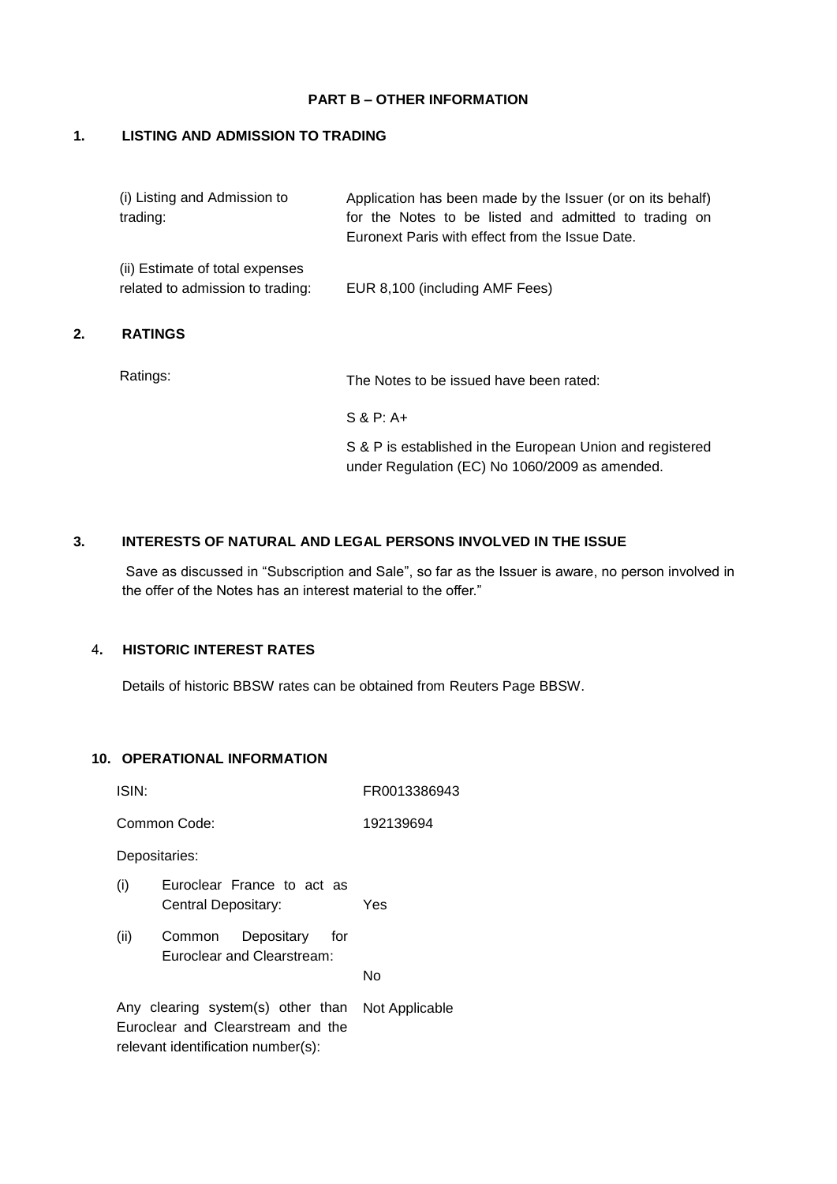## PART B – OTHER INFORMATION

### 1. LISTING AND ADMISSION TO TRADING

| | |
|---|---|
| (i) Listing and Admission to trading: | Application has been made by the Issuer (or on its behalf) for the Notes to be listed and admitted to trading on Euronext Paris with effect from the Issue Date. |
| (ii) Estimate of total expenses related to admission to trading: | EUR 8,100 (including AMF Fees) |

### 2. RATINGS

| | |
|---|---|
| Ratings: | The Notes to be issued have been rated:<br><br>S & P: A+<br><br>S & P is established in the European Union and registered under Regulation (EC) No 1060/2009 as amended. |

### 3. INTERESTS OF NATURAL AND LEGAL PERSONS INVOLVED IN THE ISSUE

Save as discussed in "Subscription and Sale", so far as the Issuer is aware, no person involved in the offer of the Notes has an interest material to the offer."

### 4. HISTORIC INTEREST RATES

Details of historic BBSW rates can be obtained from Reuters Page BBSW.

### 10. OPERATIONAL INFORMATION

| | |
|---|---|
| ISIN: | FR0013386943 |
| Common Code: | 192139694 |
| Depositaries: | |
| (i) Euroclear France to act as Central Depositary: | Yes |
| (ii) Common Depositary for Euroclear and Clearstream: | No |
| Any clearing system(s) other than Euroclear and Clearstream and the relevant identification number(s): | Not Applicable |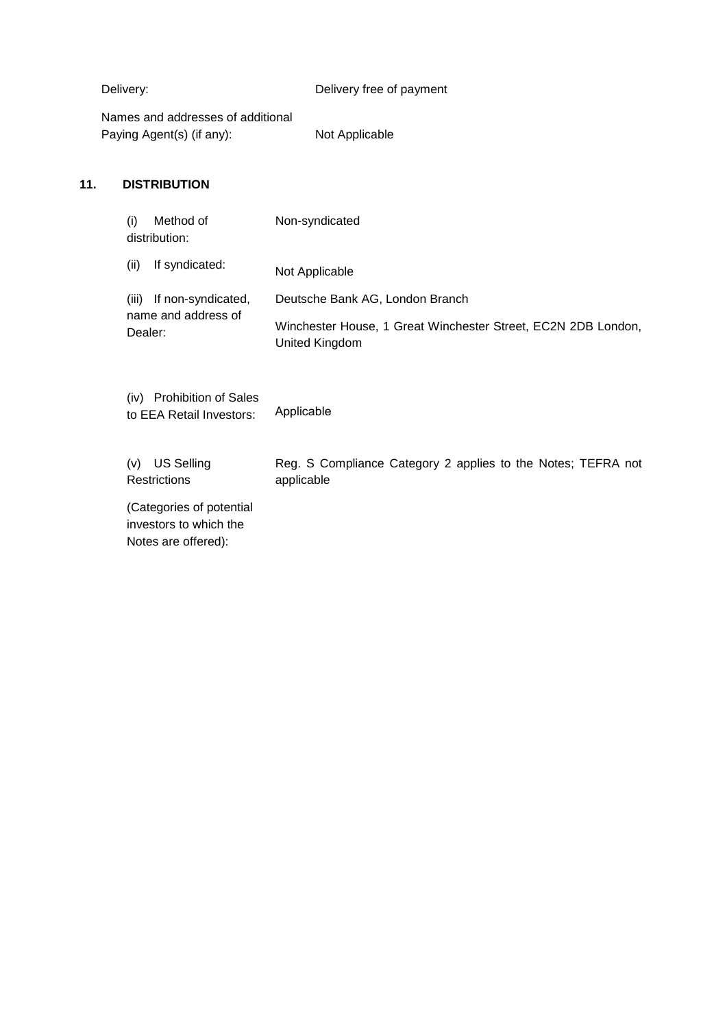| | |
|---|---|
| Delivery: | Delivery free of payment |
| Names and addresses of additional Paying Agent(s) (if any): | Not Applicable |

## 11. DISTRIBUTION

| | |
|---|---|
| (i) Method of distribution: | Non-syndicated |
| (ii) If syndicated: | Not Applicable |
| (iii) If non-syndicated, name and address of Dealer: | Deutsche Bank AG, London Branch<br><br>Winchester House, 1 Great Winchester Street, EC2N 2DB London, United Kingdom |
| (iv) Prohibition of Sales to EEA Retail Investors: | Applicable |
| (v) US Selling Restrictions<br><br>(Categories of potential investors to which the Notes are offered): | Reg. S Compliance Category 2 applies to the Notes; TEFRA not applicable |